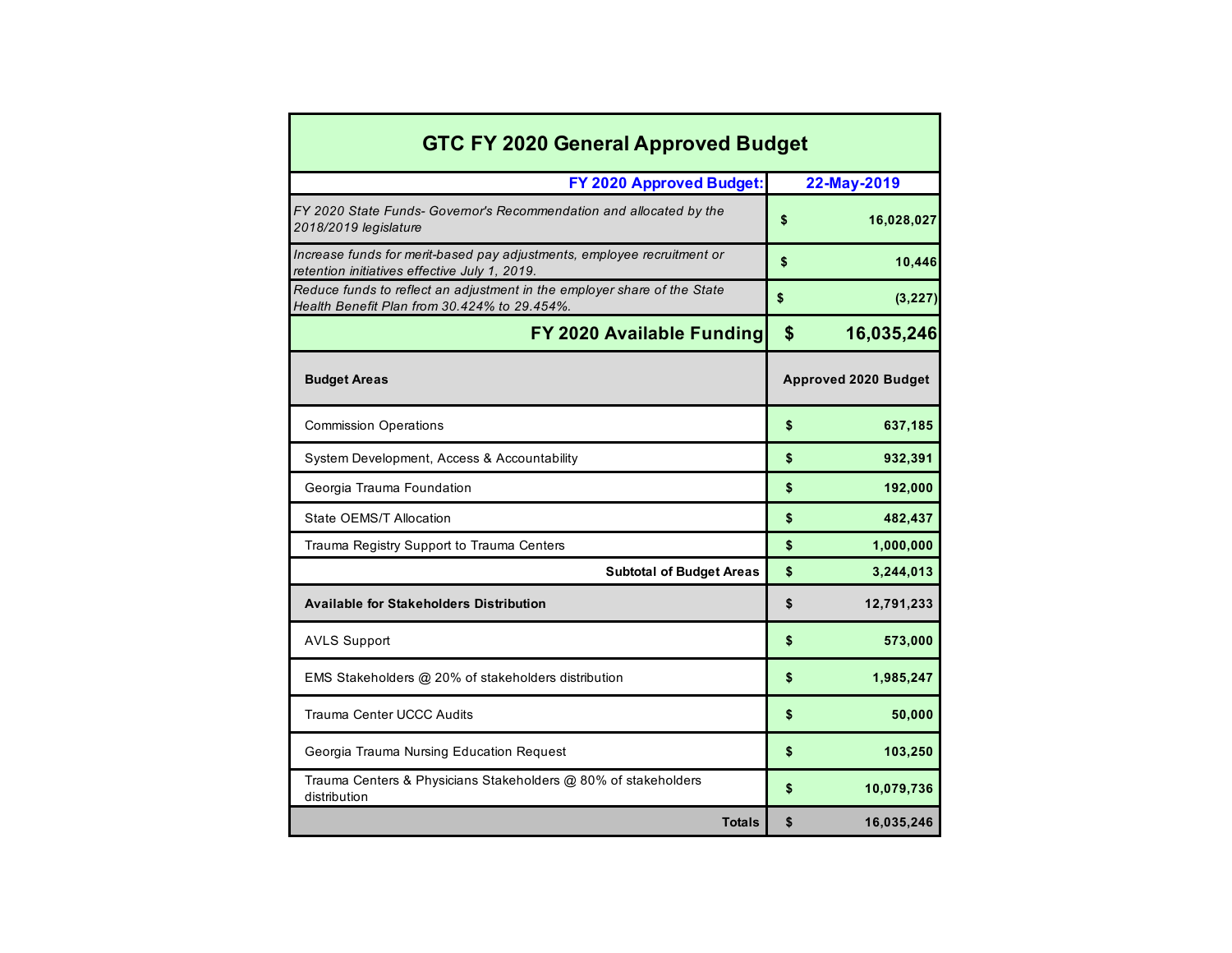# GTC FY 2020 General Approved Budget

| FY 2020 Approved Budget: | 22-May-2019 |
|---|---|
| *FY 2020 State Funds- Governor's Recommendation and allocated by the 2018/2019 legislature* | $ 16,028,027 |
| *Increase funds for merit-based pay adjustments, employee recruitment or retention initiatives effective July 1, 2019.* | $ 10,446 |
| *Reduce funds to reflect an adjustment in the employer share of the State Health Benefit Plan from 30.424% to 29.454%.* | $ (3,227) |
| **FY 2020 Available Funding** | **$ 16,035,246** |

| Budget Areas | Approved 2020 Budget |
|---|---|
| Commission Operations | $ 637,185 |
| System Development, Access & Accountability | $ 932,391 |
| Georgia Trauma Foundation | $ 192,000 |
| State OEMS/T Allocation | $ 482,437 |
| Trauma Registry Support to Trauma Centers | $ 1,000,000 |
| **Subtotal of Budget Areas** | **$ 3,244,013** |
| **Available for Stakeholders Distribution** | **$ 12,791,233** |
| AVLS Support | $ 573,000 |
| EMS Stakeholders @ 20% of stakeholders distribution | $ 1,985,247 |
| Trauma Center UCCC Audits | $ 50,000 |
| Georgia Trauma Nursing Education Request | $ 103,250 |
| Trauma Centers & Physicians Stakeholders @ 80% of stakeholders distribution | $ 10,079,736 |
| **Totals** | **$ 16,035,246** |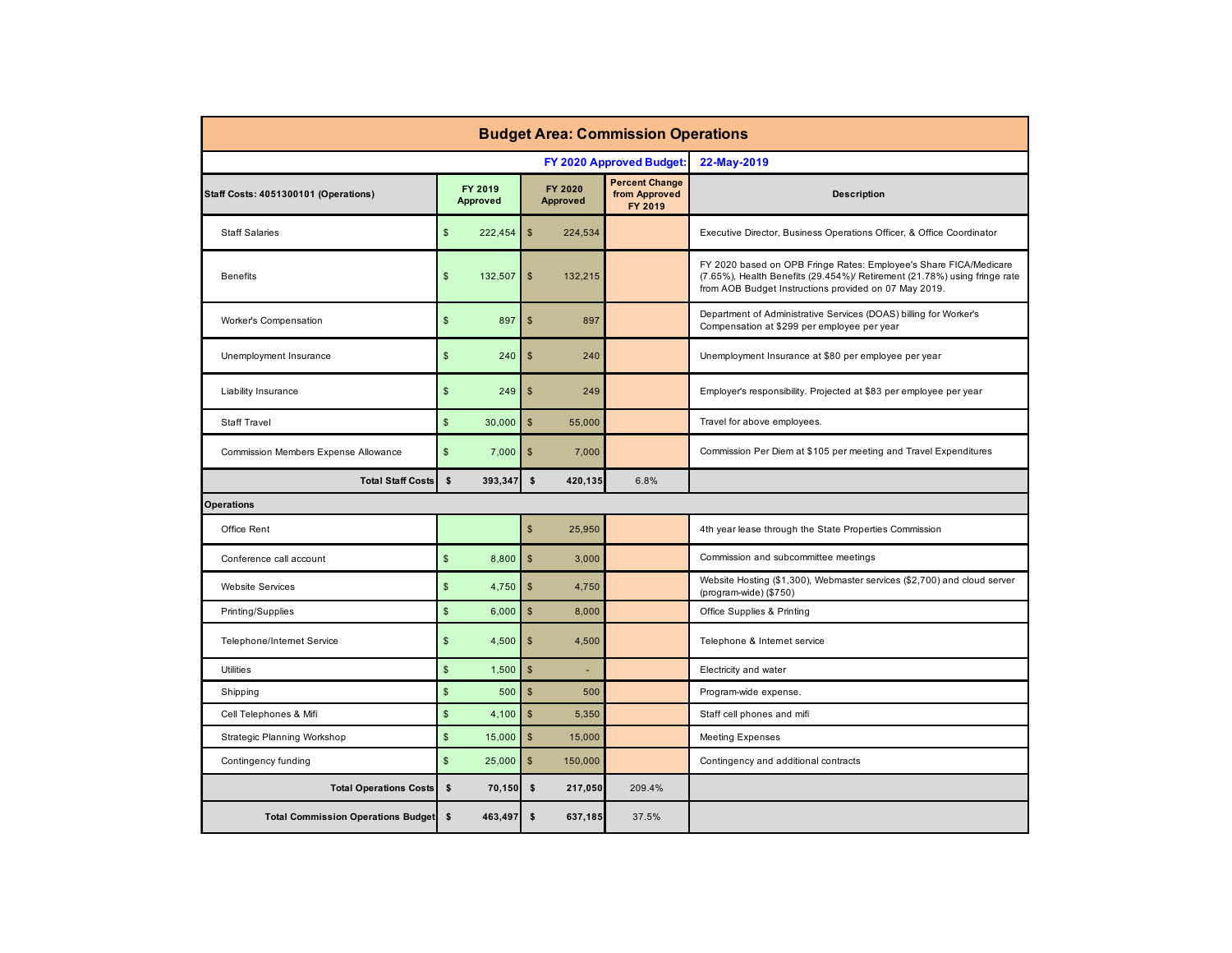## Budget Area: Commission Operations

**FY 2020 Approved Budget: 22-May-2019**

| Staff Costs: 4051300101 (Operations) | FY 2019 Approved | FY 2020 Approved | Percent Change from Approved FY 2019 | Description |
|---|---|---|---|---|
| Staff Salaries | $ 222,454 | $ 224,534 | | Executive Director, Business Operations Officer, & Office Coordinator |
| Benefits | $ 132,507 | $ 132,215 | | FY 2020 based on OPB Fringe Rates: Employee's Share FICA/Medicare (7.65%), Health Benefits (29.454%)/ Retirement (21.78%) using fringe rate from AOB Budget Instructions provided on 07 May 2019. |
| Worker's Compensation | $ 897 | $ 897 | | Department of Administrative Services (DOAS) billing for Worker's Compensation at $299 per employee per year |
| Unemployment Insurance | $ 240 | $ 240 | | Unemployment Insurance at $80 per employee per year |
| Liability Insurance | $ 249 | $ 249 | | Employer's responsibility. Projected at $83 per employee per year |
| Staff Travel | $ 30,000 | $ 55,000 | | Travel for above employees. |
| Commission Members Expense Allowance | $ 7,000 | $ 7,000 | | Commission Per Diem at $105 per meeting and Travel Expenditures |
| **Total Staff Costs** | **$ 393,347** | **$ 420,135** | 6.8% | |
| **Operations** | | | | |
| Office Rent | | $ 25,950 | | 4th year lease through the State Properties Commission |
| Conference call account | $ 8,800 | $ 3,000 | | Commission and subcommittee meetings |
| Website Services | $ 4,750 | $ 4,750 | | Website Hosting ($1,300), Webmaster services ($2,700) and cloud server (program-wide) ($750) |
| Printing/Supplies | $ 6,000 | $ 8,000 | | Office Supplies & Printing |
| Telephone/Internet Service | $ 4,500 | $ 4,500 | | Telephone & Internet service |
| Utilities | $ 1,500 | $ - | | Electricity and water |
| Shipping | $ 500 | $ 500 | | Program-wide expense. |
| Cell Telephones & Mifi | $ 4,100 | $ 5,350 | | Staff cell phones and mifi |
| Strategic Planning Workshop | $ 15,000 | $ 15,000 | | Meeting Expenses |
| Contingency funding | $ 25,000 | $ 150,000 | | Contingency and additional contracts |
| **Total Operations Costs** | **$ 70,150** | **$ 217,050** | 209.4% | |
| **Total Commission Operations Budget** | **$ 463,497** | **$ 637,185** | 37.5% | |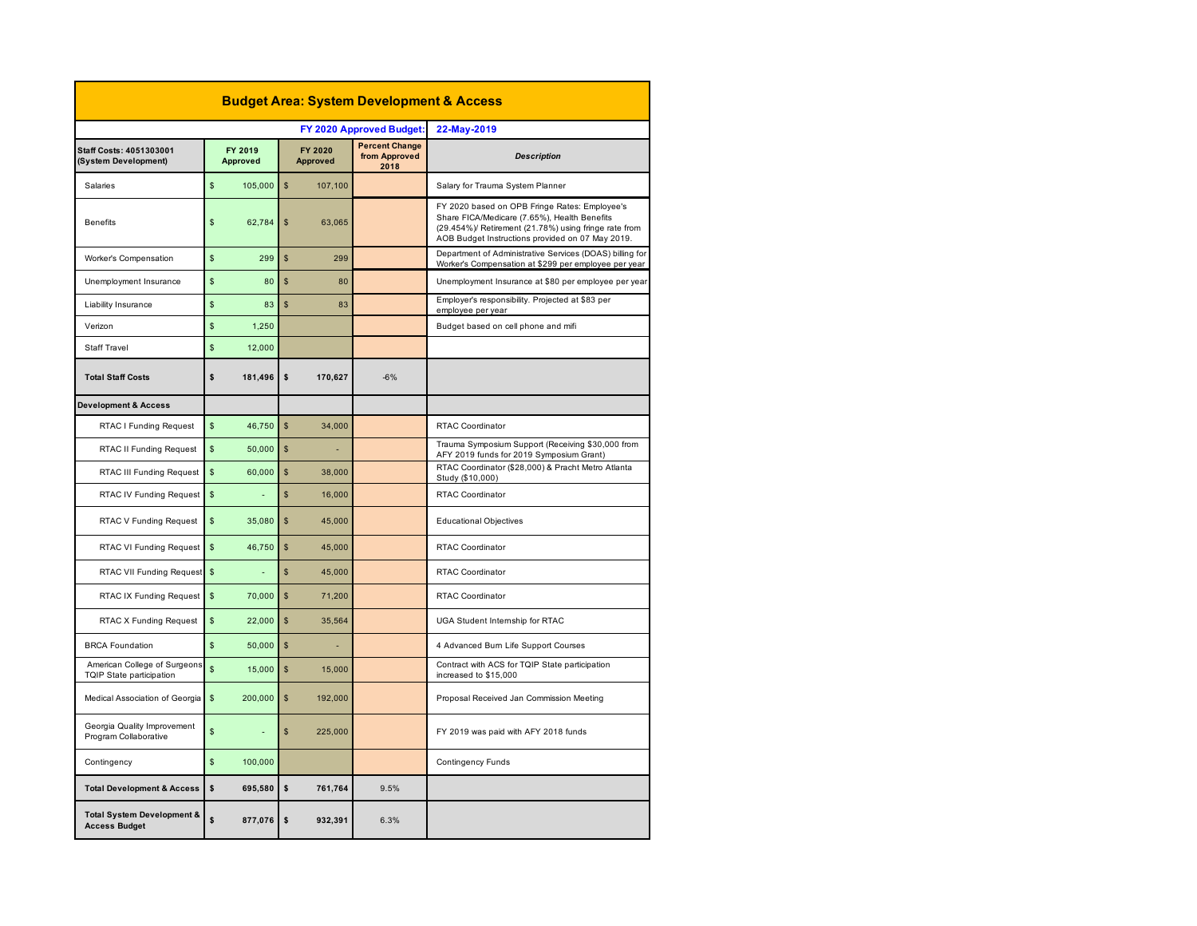## Budget Area: System Development & Access

| | | | FY 2020 Approved Budget: | 22-May-2019 |
|---|---|---|---|---|
| **Staff Costs: 4051303001 (System Development)** | **FY 2019 Approved** | **FY 2020 Approved** | **Percent Change from Approved 2018** | ***Description*** |
| Salaries | $ 105,000 | $ 107,100 | | Salary for Trauma System Planner |
| Benefits | $ 62,784 | $ 63,065 | | FY 2020 based on OPB Fringe Rates: Employee's Share FICA/Medicare (7.65%), Health Benefits (29.454%)/ Retirement (21.78%) using fringe rate from AOB Budget Instructions provided on 07 May 2019. |
| Worker's Compensation | $ 299 | $ 299 | | Department of Administrative Services (DOAS) billing for Worker's Compensation at $299 per employee per year |
| Unemployment Insurance | $ 80 | $ 80 | | Unemployment Insurance at $80 per employee per year |
| Liability Insurance | $ 83 | $ 83 | | Employer's responsibility. Projected at $83 per employee per year |
| Verizon | $ 1,250 | | | Budget based on cell phone and mifi |
| Staff Travel | $ 12,000 | | | |
| **Total Staff Costs** | **$ 181,496** | **$ 170,627** | -6% | |
| **Development & Access** | | | | |
| RTAC I Funding Request | $ 46,750 | $ 34,000 | | RTAC Coordinator |
| RTAC II Funding Request | $ 50,000 | $ - | | Trauma Symposium Support (Receiving $30,000 from AFY 2019 funds for 2019 Symposium Grant) |
| RTAC III Funding Request | $ 60,000 | $ 38,000 | | RTAC Coordinator ($28,000) & Pracht Metro Atlanta Study ($10,000) |
| RTAC IV Funding Request | $ - | $ 16,000 | | RTAC Coordinator |
| RTAC V Funding Request | $ 35,080 | $ 45,000 | | Educational Objectives |
| RTAC VI Funding Request | $ 46,750 | $ 45,000 | | RTAC Coordinator |
| RTAC VII Funding Request | $ - | $ 45,000 | | RTAC Coordinator |
| RTAC IX Funding Request | $ 70,000 | $ 71,200 | | RTAC Coordinator |
| RTAC X Funding Request | $ 22,000 | $ 35,564 | | UGA Student Internship for RTAC |
| BRCA Foundation | $ 50,000 | $ - | | 4 Advanced Burn Life Support Courses |
| American College of Surgeons TQIP State participation | $ 15,000 | $ 15,000 | | Contract with ACS for TQIP State participation increased to $15,000 |
| Medical Association of Georgia | $ 200,000 | $ 192,000 | | Proposal Received Jan Commission Meeting |
| Georgia Quality Improvement Program Collaborative | $ - | $ 225,000 | | FY 2019 was paid with AFY 2018 funds |
| Contingency | $ 100,000 | | | Contingency Funds |
| **Total Development & Access** | **$ 695,580** | **$ 761,764** | 9.5% | |
| **Total System Development & Access Budget** | **$ 877,076** | **$ 932,391** | 6.3% | |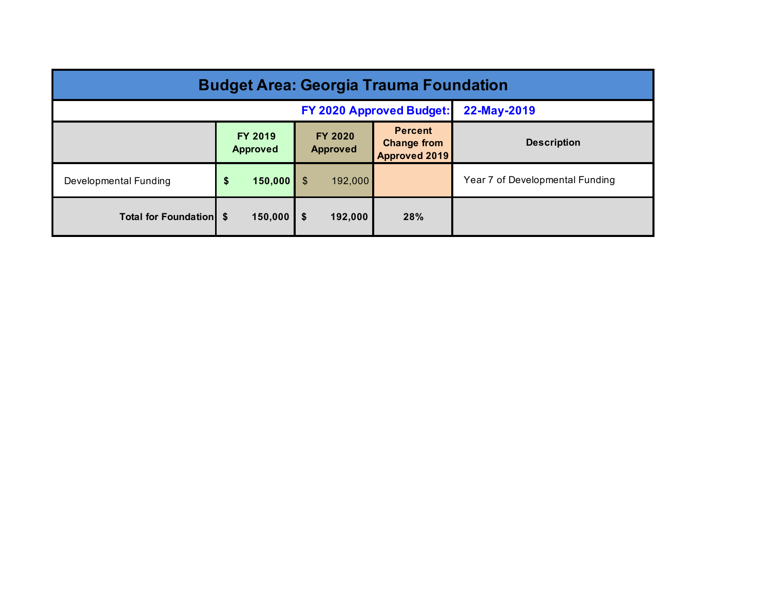| Budget Area: Georgia Trauma Foundation | | | | |
|---|---|---|---|---|
| | | | **FY 2020 Approved Budget:** | **22-May-2019** |
| | **FY 2019 Approved** | **FY 2020 Approved** | **Percent Change from Approved 2019** | **Description** |
| Developmental Funding | **$ 150,000** | $ 192,000 | | Year 7 of Developmental Funding |
| **Total for Foundation** | **$ 150,000** | **$ 192,000** | **28%** | |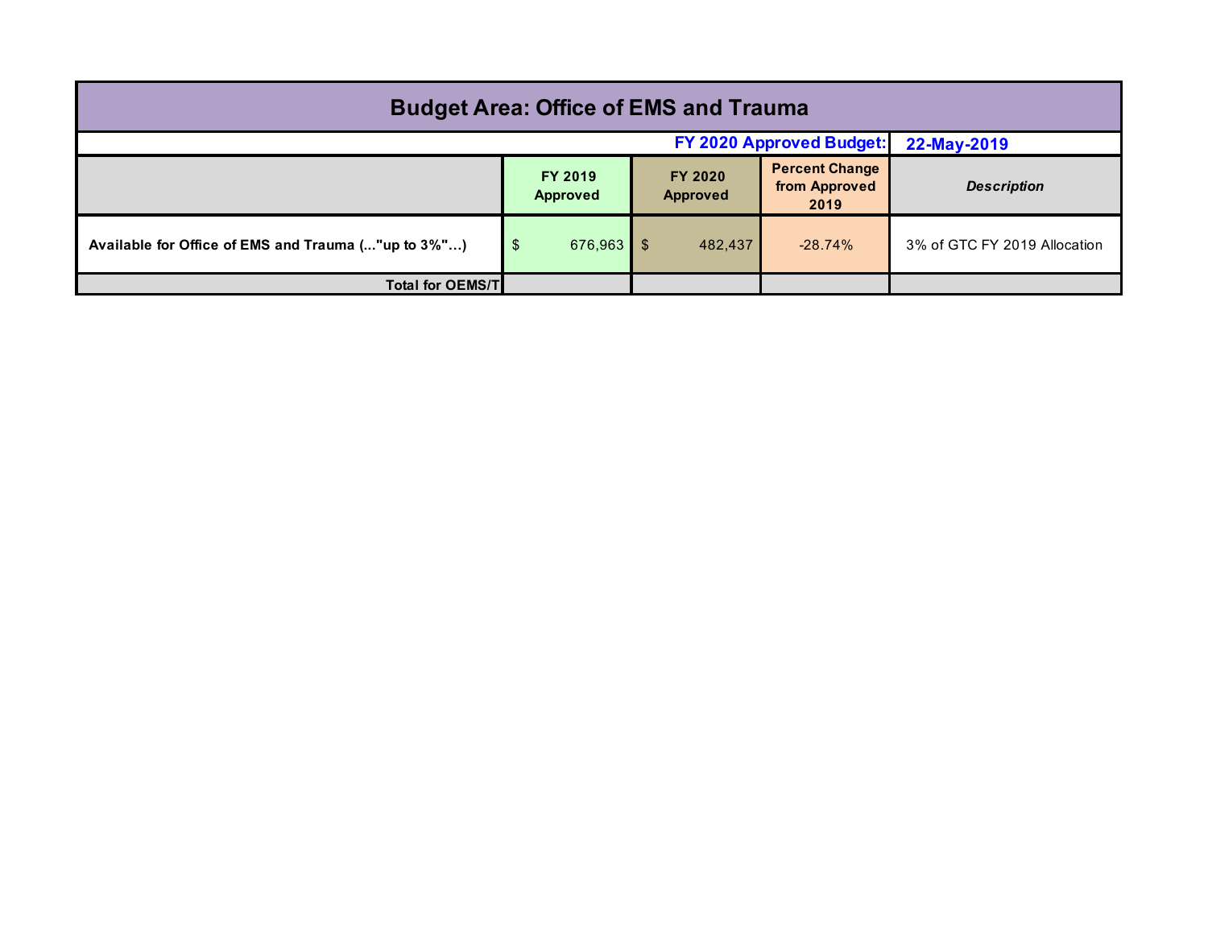# Budget Area: Office of EMS and Trauma

| | | | FY 2020 Approved Budget: | 22-May-2019 |
|---|---|---|---|---|
| | **FY 2019 Approved** | **FY 2020 Approved** | **Percent Change from Approved 2019** | ***Description*** |
| **Available for Office of EMS and Trauma (..."up to 3%"…)** | $ 676,963 | $ 482,437 | -28.74% | 3% of GTC FY 2019 Allocation |
| **Total for OEMS/T** | | | | |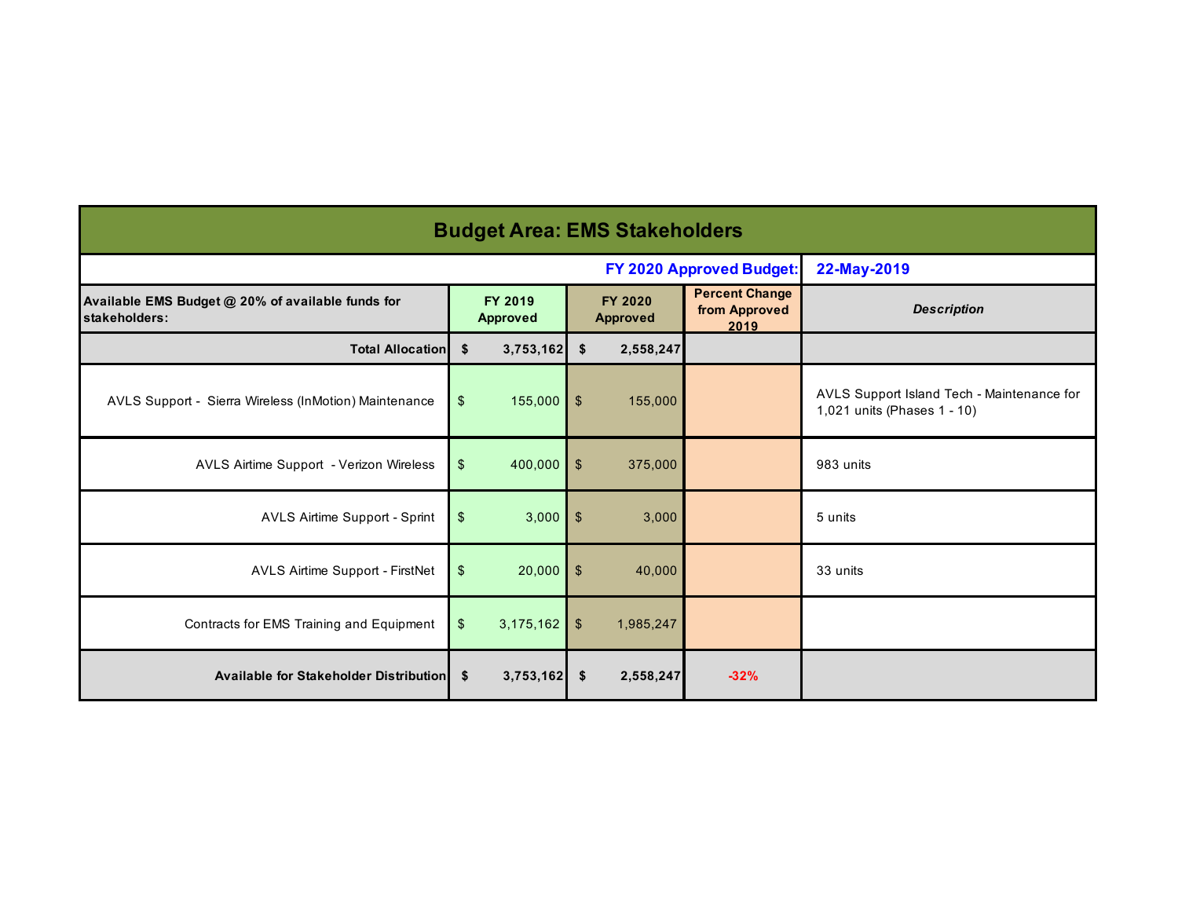## Budget Area: EMS Stakeholders

| | | | | |
|---|---|---|---|---|
| **FY 2020 Approved Budget:** | | | | **22-May-2019** |
| **Available EMS Budget @ 20% of available funds for stakeholders:** | **FY 2019 Approved** | **FY 2020 Approved** | **Percent Change from Approved 2019** | ***Description*** |
| **Total Allocation** | **$ 3,753,162** | **$ 2,558,247** | | |
| AVLS Support - Sierra Wireless (InMotion) Maintenance | $ 155,000 | $ 155,000 | | AVLS Support Island Tech - Maintenance for 1,021 units (Phases 1 - 10) |
| AVLS Airtime Support - Verizon Wireless | $ 400,000 | $ 375,000 | | 983 units |
| AVLS Airtime Support - Sprint | $ 3,000 | $ 3,000 | | 5 units |
| AVLS Airtime Support - FirstNet | $ 20,000 | $ 40,000 | | 33 units |
| Contracts for EMS Training and Equipment | $ 3,175,162 | $ 1,985,247 | | |
| **Available for Stakeholder Distribution** | **$ 3,753,162** | **$ 2,558,247** | **-32%** | |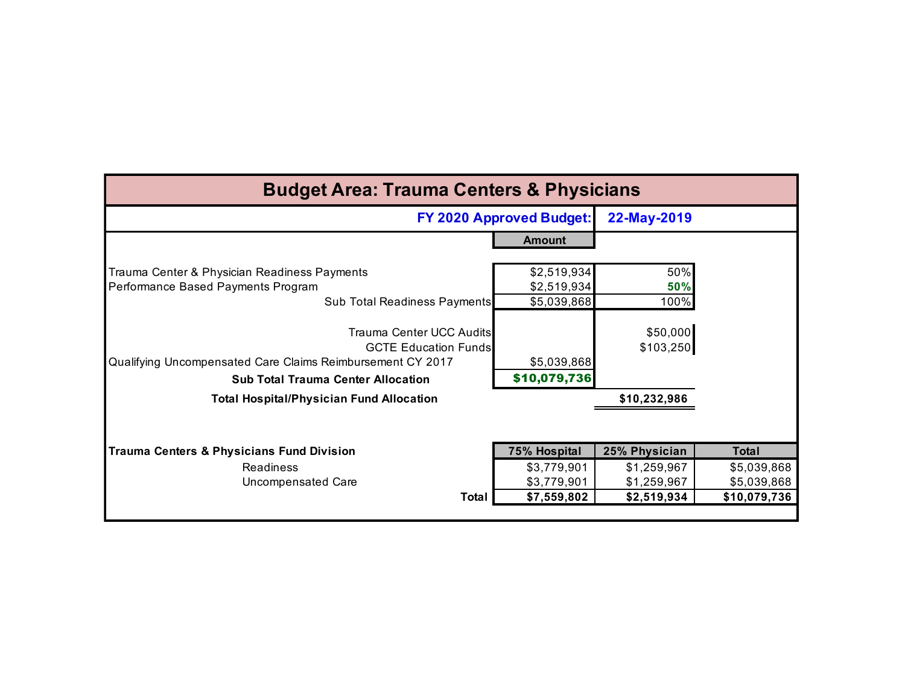# Budget Area: Trauma Centers & Physicians

**FY 2020 Approved Budget:** **22-May-2019**

| | Amount | |
|---|---|---|
| Trauma Center & Physician Readiness Payments | $2,519,934 | 50% |
| Performance Based Payments Program | $2,519,934 | **50%** |
| Sub Total Readiness Payments | $5,039,868 | 100% |
| Trauma Center UCC Audits | | $50,000 |
| GCTE Education Funds | | $103,250 |
| Qualifying Uncompensated Care Claims Reimbursement CY 2017 | $5,039,868 | |
| **Sub Total Trauma Center Allocation** | **$10,079,736** | |
| **Total Hospital/Physician Fund Allocation** | | **$10,232,986** |

| **Trauma Centers & Physicians Fund Division** | **75% Hospital** | **25% Physician** | **Total** |
|---|---|---|---|
| Readiness | $3,779,901 | $1,259,967 | $5,039,868 |
| Uncompensated Care | $3,779,901 | $1,259,967 | $5,039,868 |
| **Total** | **$7,559,802** | **$2,519,934** | **$10,079,736** |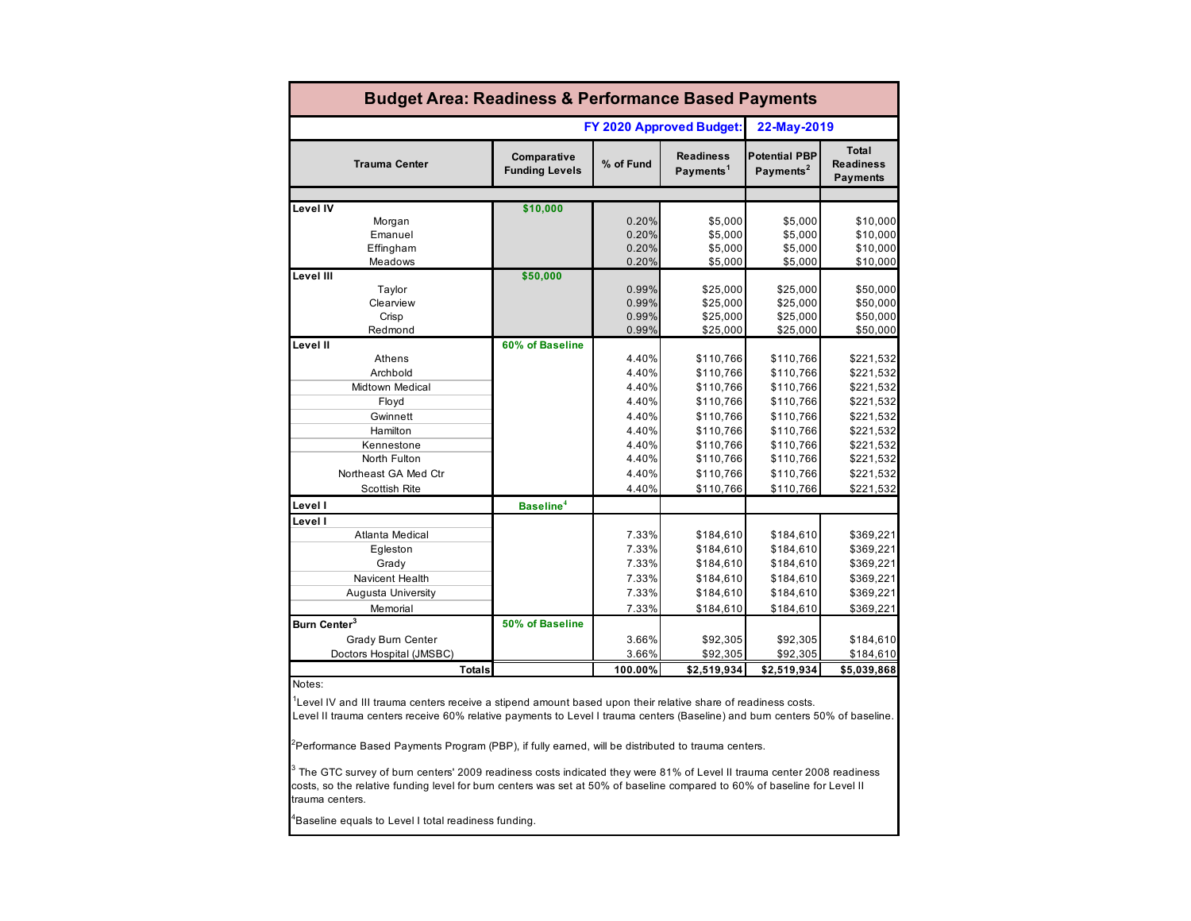## Budget Area: Readiness & Performance Based Payments

**FY 2020 Approved Budget: 22-May-2019**

| Trauma Center | Comparative Funding Levels | % of Fund | Readiness Payments[1] | Potential PBP Payments[2] | Total Readiness Payments |
|---|---|---|---|---|---|
| **Level IV** | $10,000 | | | | |
| Morgan | | 0.20% | $5,000 | $5,000 | $10,000 |
| Emanuel | | 0.20% | $5,000 | $5,000 | $10,000 |
| Effingham | | 0.20% | $5,000 | $5,000 | $10,000 |
| Meadows | | 0.20% | $5,000 | $5,000 | $10,000 |
| **Level III** | $50,000 | | | | |
| Taylor | | 0.99% | $25,000 | $25,000 | $50,000 |
| Clearview | | 0.99% | $25,000 | $25,000 | $50,000 |
| Crisp | | 0.99% | $25,000 | $25,000 | $50,000 |
| Redmond | | 0.99% | $25,000 | $25,000 | $50,000 |
| **Level II** | 60% of Baseline | | | | |
| Athens | | 4.40% | $110,766 | $110,766 | $221,532 |
| Archbold | | 4.40% | $110,766 | $110,766 | $221,532 |
| Midtown Medical | | 4.40% | $110,766 | $110,766 | $221,532 |
| Floyd | | 4.40% | $110,766 | $110,766 | $221,532 |
| Gwinnett | | 4.40% | $110,766 | $110,766 | $221,532 |
| Hamilton | | 4.40% | $110,766 | $110,766 | $221,532 |
| Kennestone | | 4.40% | $110,766 | $110,766 | $221,532 |
| North Fulton | | 4.40% | $110,766 | $110,766 | $221,532 |
| Northeast GA Med Ctr | | 4.40% | $110,766 | $110,766 | $221,532 |
| Scottish Rite | | 4.40% | $110,766 | $110,766 | $221,532 |
| **Level I** | Baseline[4] | | | | |
| **Level I** | | | | | |
| Atlanta Medical | | 7.33% | $184,610 | $184,610 | $369,221 |
| Egleston | | 7.33% | $184,610 | $184,610 | $369,221 |
| Grady | | 7.33% | $184,610 | $184,610 | $369,221 |
| Navicent Health | | 7.33% | $184,610 | $184,610 | $369,221 |
| Augusta University | | 7.33% | $184,610 | $184,610 | $369,221 |
| Memorial | | 7.33% | $184,610 | $184,610 | $369,221 |
| **Burn Center[3]** | 50% of Baseline | | | | |
| Grady Burn Center | | 3.66% | $92,305 | $92,305 | $184,610 |
| Doctors Hospital (JMSBC) | | 3.66% | $92,305 | $92,305 | $184,610 |
| **Totals** | | **100.00%** | **$2,519,934** | **$2,519,934** | **$5,039,868** |

Notes:

[1]Level IV and III trauma centers receive a stipend amount based upon their relative share of readiness costs. Level II trauma centers receive 60% relative payments to Level I trauma centers (Baseline) and burn centers 50% of baseline.

[2]Performance Based Payments Program (PBP), if fully earned, will be distributed to trauma centers.

[3] The GTC survey of burn centers' 2009 readiness costs indicated they were 81% of Level II trauma center 2008 readiness costs, so the relative funding level for burn centers was set at 50% of baseline compared to 60% of baseline for Level II trauma centers.

[4]Baseline equals to Level I total readiness funding.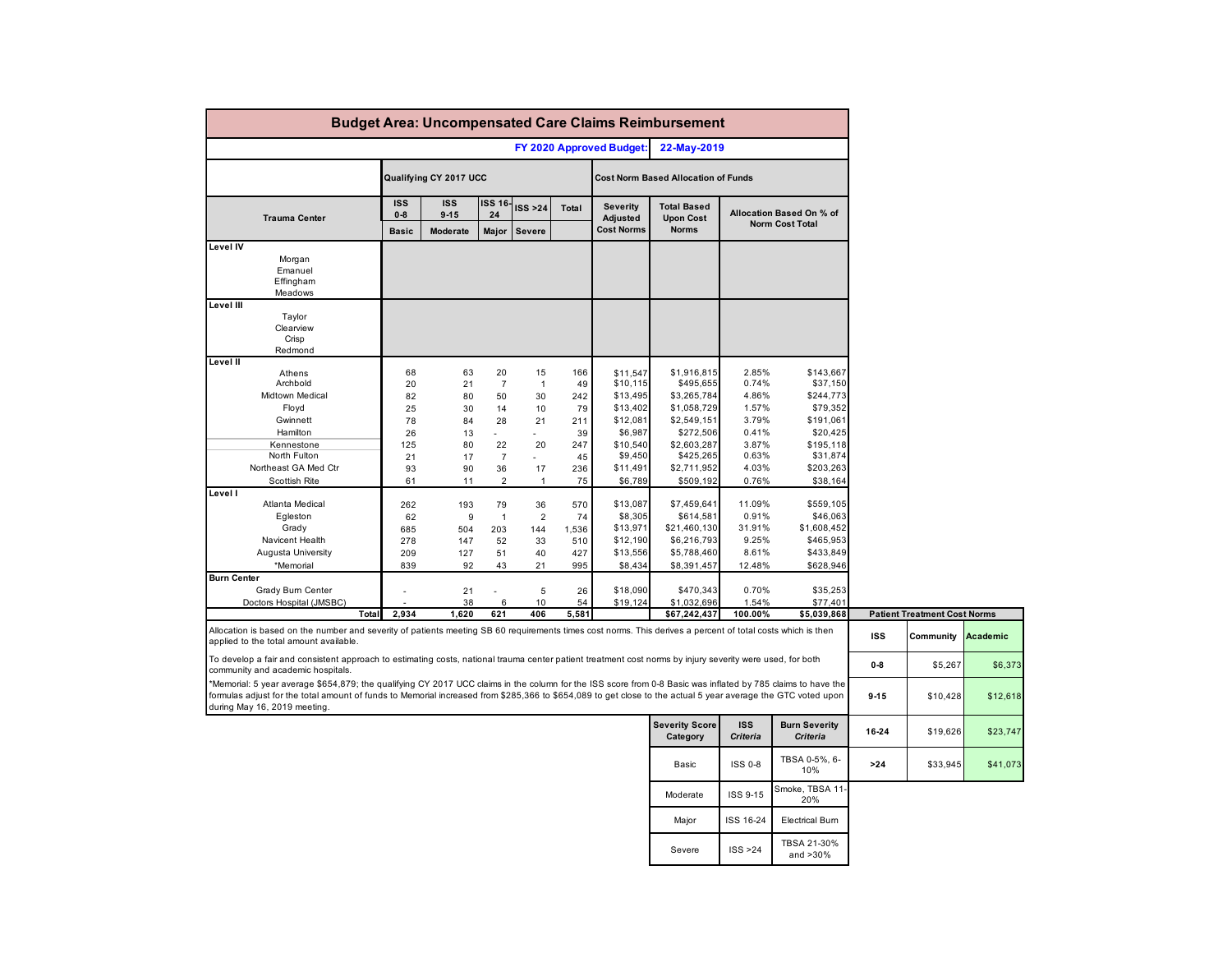## Budget Area: Uncompensated Care Claims Reimbursement

**FY 2020 Approved Budget: 22-May-2019**

| Trauma Center | Qualifying CY 2017 UCC | | | | | Cost Norm Based Allocation of Funds | | | |
|---|---|---|---|---|---|---|---|---|---|
| | ISS 0-8 Basic | ISS 9-15 Moderate | ISS 16-24 Major | ISS >24 Severe | Total | Severity Adjusted Cost Norms | Total Based Upon Cost Norms | Allocation Based On % of Norm Cost Total | |
| **Level IV** | | | | | | | | | |
| Morgan | | | | | | | | | |
| Emanuel | | | | | | | | | |
| Effingham | | | | | | | | | |
| Meadows | | | | | | | | | |
| **Level III** | | | | | | | | | |
| Taylor | | | | | | | | | |
| Clearview | | | | | | | | | |
| Crisp | | | | | | | | | |
| Redmond | | | | | | | | | |
| **Level II** | | | | | | | | | |
| Athens | 68 | 63 | 20 | 15 | 166 | $11,547 | $1,916,815 | 2.85% | $143,667 |
| Archbold | 20 | 21 | 7 | 1 | 49 | $10,115 | $495,655 | 0.74% | $37,150 |
| Midtown Medical | 82 | 80 | 50 | 30 | 242 | $13,495 | $3,265,784 | 4.86% | $244,773 |
| Floyd | 25 | 30 | 14 | 10 | 79 | $13,402 | $1,058,729 | 1.57% | $79,352 |
| Gwinnett | 78 | 84 | 28 | 21 | 211 | $12,081 | $2,549,151 | 3.79% | $191,061 |
| Hamilton | 26 | 13 | - | - | 39 | $6,987 | $272,506 | 0.41% | $20,425 |
| Kennestone | 125 | 80 | 22 | 20 | 247 | $10,540 | $2,603,287 | 3.87% | $195,118 |
| North Fulton | 21 | 17 | 7 | - | 45 | $9,450 | $425,265 | 0.63% | $31,874 |
| Northeast GA Med Ctr | 93 | 90 | 36 | 17 | 236 | $11,491 | $2,711,952 | 4.03% | $203,263 |
| Scottish Rite | 61 | 11 | 2 | 1 | 75 | $6,789 | $509,192 | 0.76% | $38,164 |
| **Level I** | | | | | | | | | |
| Atlanta Medical | 262 | 193 | 79 | 36 | 570 | $13,087 | $7,459,641 | 11.09% | $559,105 |
| Egleston | 62 | 9 | 1 | 2 | 74 | $8,305 | $614,581 | 0.91% | $46,063 |
| Grady | 685 | 504 | 203 | 144 | 1,536 | $13,971 | $21,460,130 | 31.91% | $1,608,452 |
| Navicent Health | 278 | 147 | 52 | 33 | 510 | $12,190 | $6,216,793 | 9.25% | $465,953 |
| Augusta University | 209 | 127 | 51 | 40 | 427 | $13,556 | $5,788,460 | 8.61% | $433,849 |
| *Memorial | 839 | 92 | 43 | 21 | 995 | $8,434 | $8,391,457 | 12.48% | $628,946 |
| **Burn Center** | | | | | | | | | |
| Grady Burn Center | - | 21 | - | 5 | 26 | $18,090 | $470,343 | 0.70% | $35,253 |
| Doctors Hospital (JMSBC) | - | 38 | 6 | 10 | 54 | $19,124 | $1,032,696 | 1.54% | $77,401 |
| **Total** | **2,934** | **1,620** | **621** | **406** | **5,581** | | **$67,242,437** | **100.00%** | **$5,039,868** |

Allocation is based on the number and severity of patients meeting SB 60 requirements times cost norms. This derives a percent of total costs which is then applied to the total amount available.

To develop a fair and consistent approach to estimating costs, national trauma center patient treatment cost norms by injury severity were used, for both community and academic hospitals.

*Memorial: 5 year average $654,879; the qualifying CY 2017 UCC claims in the column for the ISS score from 0-8 Basic was inflated by 785 claims to have the formulas adjust for the total amount of funds to Memorial increased from $285,366 to $654,089 to get close to the actual 5 year average the GTC voted upon during May 16, 2019 meeting.

**Patient Treatment Cost Norms**

| ISS | Community | Academic |
|---|---|---|
| 0-8 | $5,267 | $6,373 |
| 9-15 | $10,428 | $12,618 |
| 16-24 | $19,626 | $23,747 |
| >24 | $33,945 | $41,073 |

| Severity Score Category | *ISS Criteria* | *Burn Severity Criteria* |
|---|---|---|
| Basic | ISS 0-8 | TBSA 0-5%, 6-10% |
| Moderate | ISS 9-15 | Smoke, TBSA 11-20% |
| Major | ISS 16-24 | Electrical Burn |
| Severe | ISS >24 | TBSA 21-30% and >30% |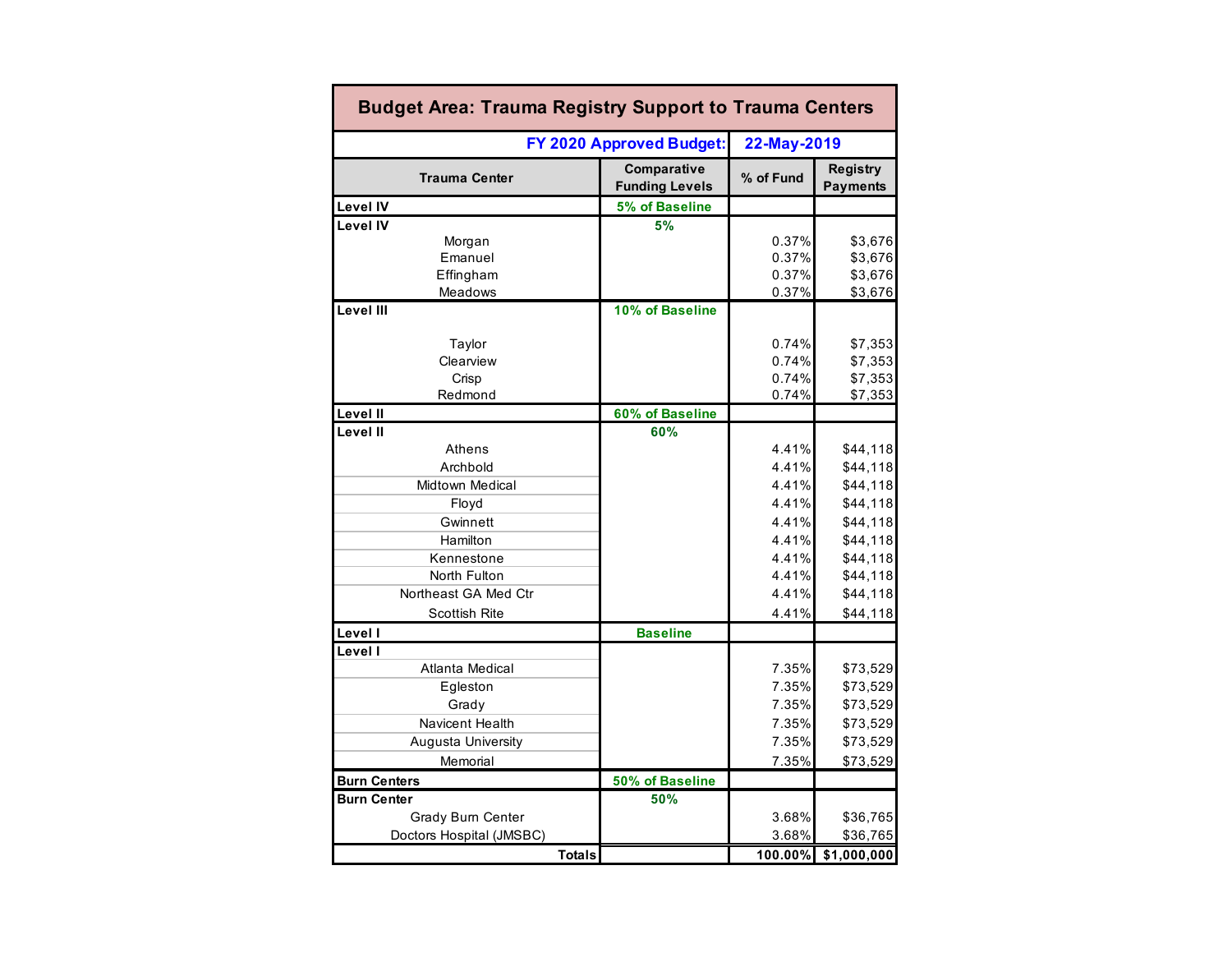## Budget Area: Trauma Registry Support to Trauma Centers

**FY 2020 Approved Budget: 22-May-2019**

| Trauma Center | Comparative Funding Levels | % of Fund | Registry Payments |
|---|---|---|---|
| **Level IV** | **5% of Baseline** | | |
| **Level IV** | **5%** | | |
| Morgan | | 0.37% | $3,676 |
| Emanuel | | 0.37% | $3,676 |
| Effingham | | 0.37% | $3,676 |
| Meadows | | 0.37% | $3,676 |
| **Level III** | **10% of Baseline** | | |
| Taylor | | 0.74% | $7,353 |
| Clearview | | 0.74% | $7,353 |
| Crisp | | 0.74% | $7,353 |
| Redmond | | 0.74% | $7,353 |
| **Level II** | **60% of Baseline** | | |
| **Level II** | **60%** | | |
| Athens | | 4.41% | $44,118 |
| Archbold | | 4.41% | $44,118 |
| Midtown Medical | | 4.41% | $44,118 |
| Floyd | | 4.41% | $44,118 |
| Gwinnett | | 4.41% | $44,118 |
| Hamilton | | 4.41% | $44,118 |
| Kennestone | | 4.41% | $44,118 |
| North Fulton | | 4.41% | $44,118 |
| Northeast GA Med Ctr | | 4.41% | $44,118 |
| Scottish Rite | | 4.41% | $44,118 |
| **Level I** | **Baseline** | | |
| **Level I** | | | |
| Atlanta Medical | | 7.35% | $73,529 |
| Egleston | | 7.35% | $73,529 |
| Grady | | 7.35% | $73,529 |
| Navicent Health | | 7.35% | $73,529 |
| Augusta University | | 7.35% | $73,529 |
| Memorial | | 7.35% | $73,529 |
| **Burn Centers** | **50% of Baseline** | | |
| **Burn Center** | **50%** | | |
| Grady Burn Center | | 3.68% | $36,765 |
| Doctors Hospital (JMSBC) | | 3.68% | $36,765 |
| **Totals** | | **100.00%** | **$1,000,000** |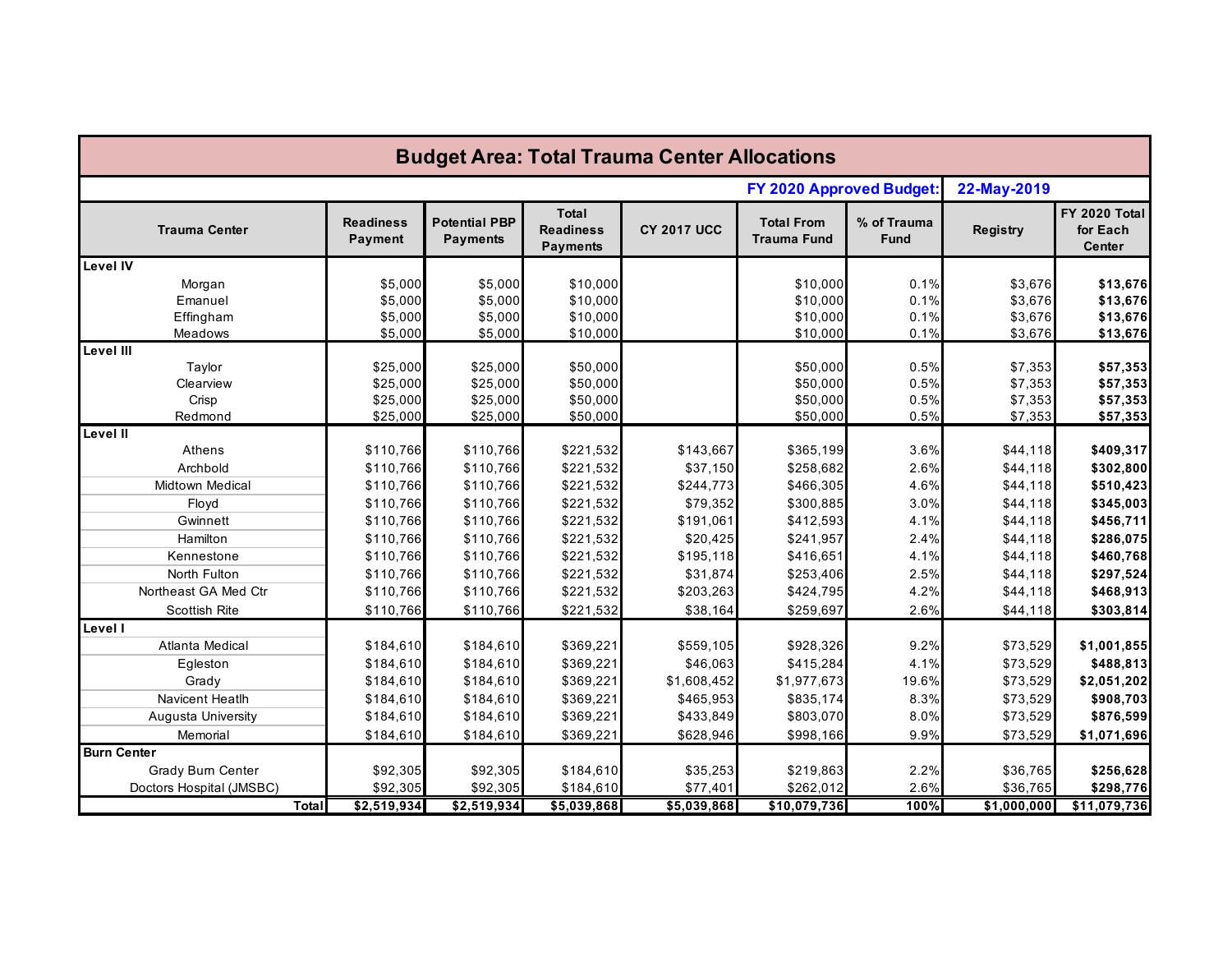## Budget Area: Total Trauma Center Allocations

**FY 2020 Approved Budget: 22-May-2019**

| Trauma Center | Readiness Payment | Potential PBP Payments | Total Readiness Payments | CY 2017 UCC | Total From Trauma Fund | % of Trauma Fund | Registry | FY 2020 Total for Each Center |
|---|---|---|---|---|---|---|---|---|
| **Level IV** | | | | | | | | |
| Morgan | $5,000 | $5,000 | $10,000 | | $10,000 | 0.1% | $3,676 | **$13,676** |
| Emanuel | $5,000 | $5,000 | $10,000 | | $10,000 | 0.1% | $3,676 | **$13,676** |
| Effingham | $5,000 | $5,000 | $10,000 | | $10,000 | 0.1% | $3,676 | **$13,676** |
| Meadows | $5,000 | $5,000 | $10,000 | | $10,000 | 0.1% | $3,676 | **$13,676** |
| **Level III** | | | | | | | | |
| Taylor | $25,000 | $25,000 | $50,000 | | $50,000 | 0.5% | $7,353 | **$57,353** |
| Clearview | $25,000 | $25,000 | $50,000 | | $50,000 | 0.5% | $7,353 | **$57,353** |
| Crisp | $25,000 | $25,000 | $50,000 | | $50,000 | 0.5% | $7,353 | **$57,353** |
| Redmond | $25,000 | $25,000 | $50,000 | | $50,000 | 0.5% | $7,353 | **$57,353** |
| **Level II** | | | | | | | | |
| Athens | $110,766 | $110,766 | $221,532 | $143,667 | $365,199 | 3.6% | $44,118 | **$409,317** |
| Archbold | $110,766 | $110,766 | $221,532 | $37,150 | $258,682 | 2.6% | $44,118 | **$302,800** |
| Midtown Medical | $110,766 | $110,766 | $221,532 | $244,773 | $466,305 | 4.6% | $44,118 | **$510,423** |
| Floyd | $110,766 | $110,766 | $221,532 | $79,352 | $300,885 | 3.0% | $44,118 | **$345,003** |
| Gwinnett | $110,766 | $110,766 | $221,532 | $191,061 | $412,593 | 4.1% | $44,118 | **$456,711** |
| Hamilton | $110,766 | $110,766 | $221,532 | $20,425 | $241,957 | 2.4% | $44,118 | **$286,075** |
| Kennestone | $110,766 | $110,766 | $221,532 | $195,118 | $416,651 | 4.1% | $44,118 | **$460,768** |
| North Fulton | $110,766 | $110,766 | $221,532 | $31,874 | $253,406 | 2.5% | $44,118 | **$297,524** |
| Northeast GA Med Ctr | $110,766 | $110,766 | $221,532 | $203,263 | $424,795 | 4.2% | $44,118 | **$468,913** |
| Scottish Rite | $110,766 | $110,766 | $221,532 | $38,164 | $259,697 | 2.6% | $44,118 | **$303,814** |
| **Level I** | | | | | | | | |
| Atlanta Medical | $184,610 | $184,610 | $369,221 | $559,105 | $928,326 | 9.2% | $73,529 | **$1,001,855** |
| Egleston | $184,610 | $184,610 | $369,221 | $46,063 | $415,284 | 4.1% | $73,529 | **$488,813** |
| Grady | $184,610 | $184,610 | $369,221 | $1,608,452 | $1,977,673 | 19.6% | $73,529 | **$2,051,202** |
| Navicent Heatlh | $184,610 | $184,610 | $369,221 | $465,953 | $835,174 | 8.3% | $73,529 | **$908,703** |
| Augusta University | $184,610 | $184,610 | $369,221 | $433,849 | $803,070 | 8.0% | $73,529 | **$876,599** |
| Memorial | $184,610 | $184,610 | $369,221 | $628,946 | $998,166 | 9.9% | $73,529 | **$1,071,696** |
| **Burn Center** | | | | | | | | |
| Grady Burn Center | $92,305 | $92,305 | $184,610 | $35,253 | $219,863 | 2.2% | $36,765 | **$256,628** |
| Doctors Hospital (JMSBC) | $92,305 | $92,305 | $184,610 | $77,401 | $262,012 | 2.6% | $36,765 | **$298,776** |
| **Total** | **$2,519,934** | **$2,519,934** | **$5,039,868** | **$5,039,868** | **$10,079,736** | **100%** | **$1,000,000** | **$11,079,736** |